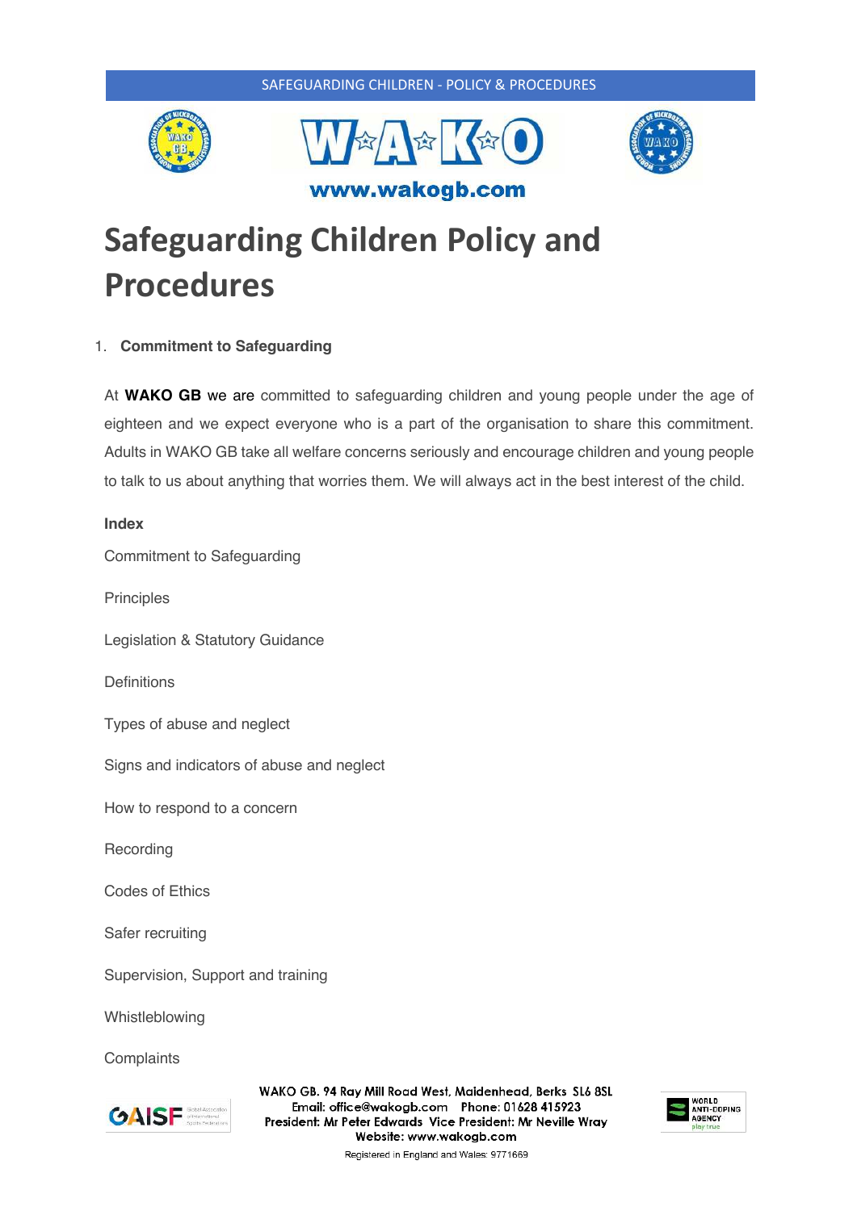www.wakogb.com

# Safeguarding Children Policy and Procedures

1. **Commitment to Safeguarding**

At **WAKO GB** we are committed to safeguarding children and young people under the age of eighteen and we expect everyone who is a part of the organisation to share this commitment. Adults in WAKO GB take all welfare concerns seriously and encourage children and young people to talk to us about anything that worries them. We will always act in the best interest of the child.

**Index**

Commitment to Safeguarding

Principles

Legislation & Statutory Guidance

Definitions

Types of abuse and neglect

Signs and indicators of abuse and neglect

How to respond to a concern

Recording

Codes of Ethics

Safer recruiting

Supervision, Support and training

Whistleblowing

Complaints

WAKO GB. 94 Ray Mill Road West, Maidenhead, Berks SL6 8SL
Email: office@wakogb.com Phone: 01628 415923
President: Mr Peter Edwards Vice President: Mr Neville Wray
Website: www.wakogb.com
Registered in England and Wales: 9771669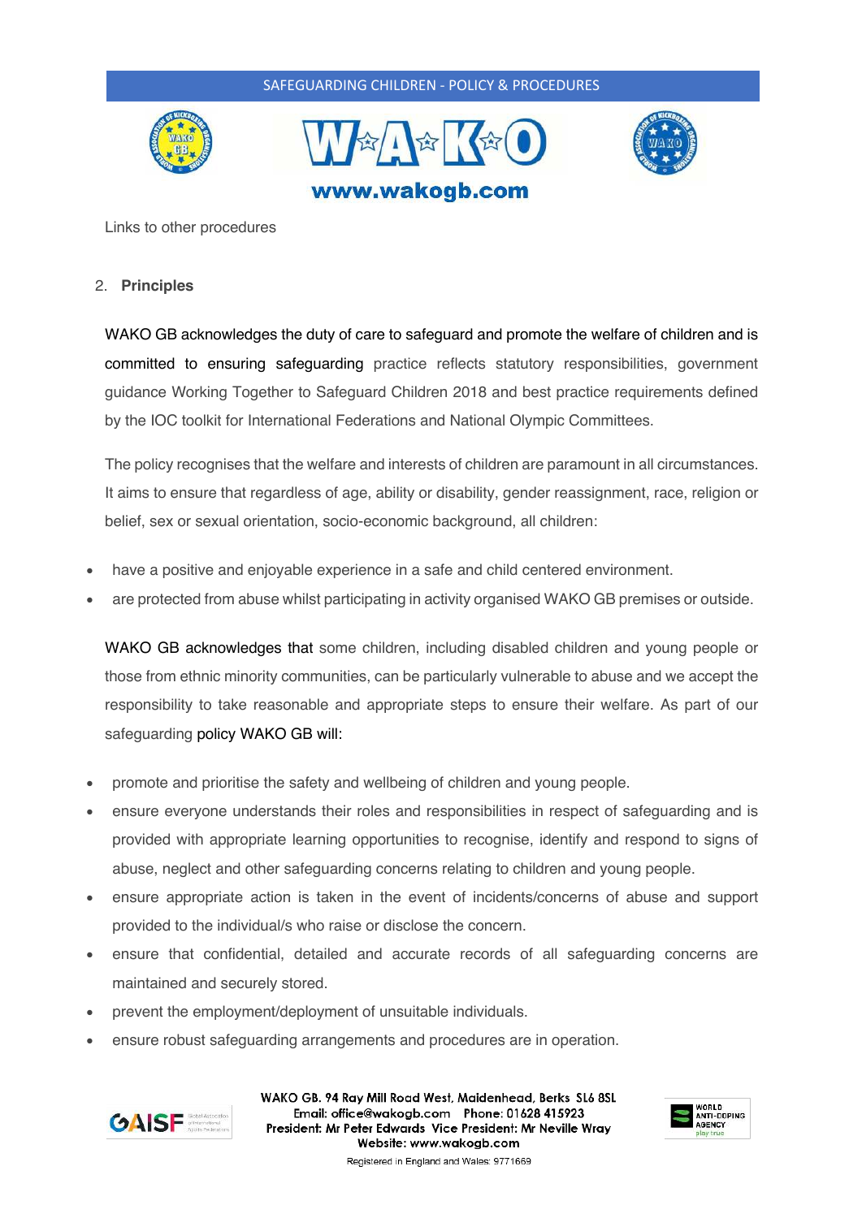Links to other procedures

2. **Principles**

WAKO GB acknowledges the duty of care to safeguard and promote the welfare of children and is committed to ensuring safeguarding practice reflects statutory responsibilities, government guidance Working Together to Safeguard Children 2018 and best practice requirements defined by the IOC toolkit for International Federations and National Olympic Committees.

The policy recognises that the welfare and interests of children are paramount in all circumstances. It aims to ensure that regardless of age, ability or disability, gender reassignment, race, religion or belief, sex or sexual orientation, socio-economic background, all children:

- have a positive and enjoyable experience in a safe and child centered environment.
- are protected from abuse whilst participating in activity organised WAKO GB premises or outside.

WAKO GB acknowledges that some children, including disabled children and young people or those from ethnic minority communities, can be particularly vulnerable to abuse and we accept the responsibility to take reasonable and appropriate steps to ensure their welfare. As part of our safeguarding policy WAKO GB will:

- promote and prioritise the safety and wellbeing of children and young people.
- ensure everyone understands their roles and responsibilities in respect of safeguarding and is provided with appropriate learning opportunities to recognise, identify and respond to signs of abuse, neglect and other safeguarding concerns relating to children and young people.
- ensure appropriate action is taken in the event of incidents/concerns of abuse and support provided to the individual/s who raise or disclose the concern.
- ensure that confidential, detailed and accurate records of all safeguarding concerns are maintained and securely stored.
- prevent the employment/deployment of unsuitable individuals.
- ensure robust safeguarding arrangements and procedures are in operation.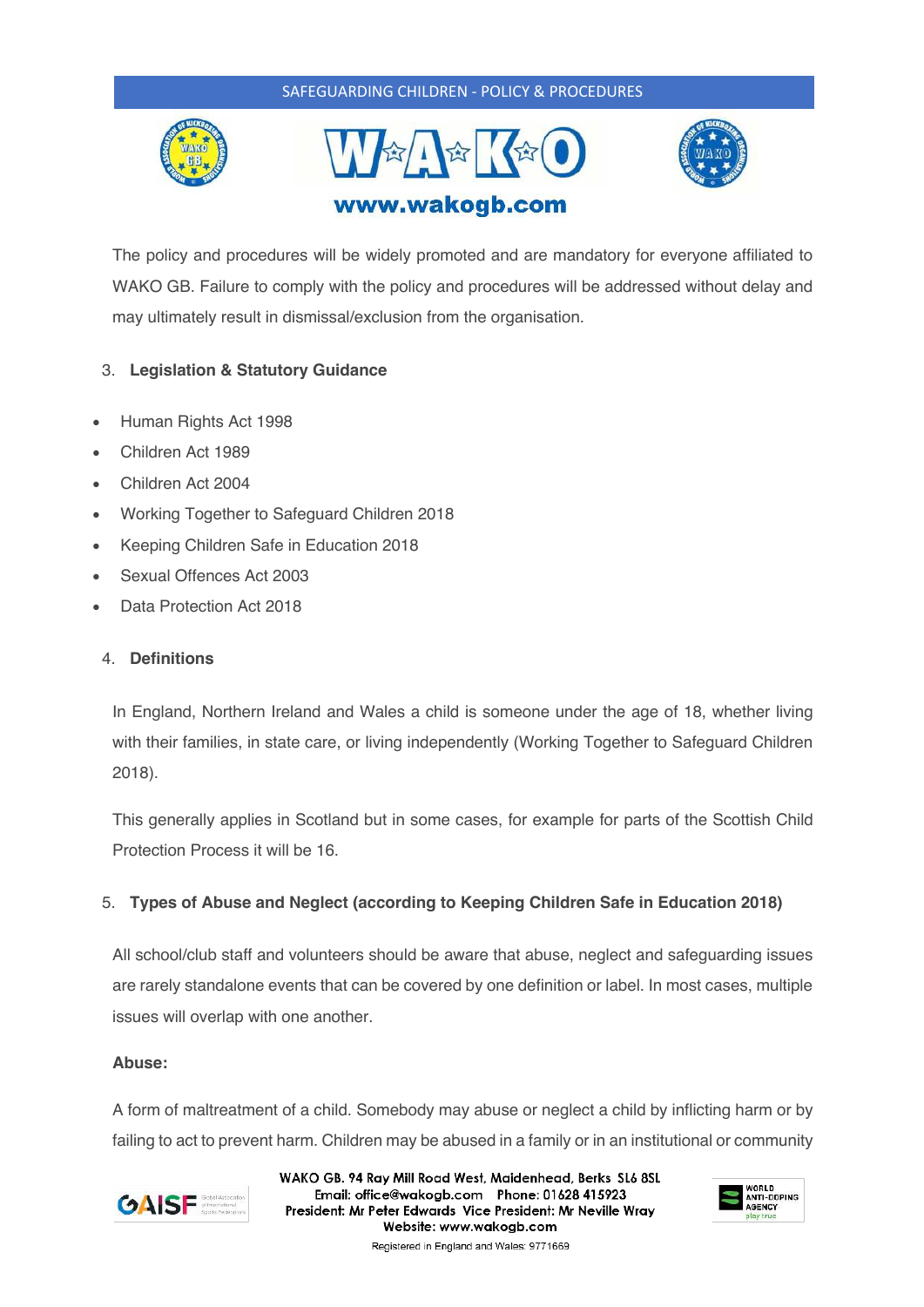The policy and procedures will be widely promoted and are mandatory for everyone affiliated to WAKO GB. Failure to comply with the policy and procedures will be addressed without delay and may ultimately result in dismissal/exclusion from the organisation.

## 3. Legislation & Statutory Guidance

- Human Rights Act 1998
- Children Act 1989
- Children Act 2004
- Working Together to Safeguard Children 2018
- Keeping Children Safe in Education 2018
- Sexual Offences Act 2003
- Data Protection Act 2018

## 4. Definitions

In England, Northern Ireland and Wales a child is someone under the age of 18, whether living with their families, in state care, or living independently (Working Together to Safeguard Children 2018).

This generally applies in Scotland but in some cases, for example for parts of the Scottish Child Protection Process it will be 16.

## 5. Types of Abuse and Neglect (according to Keeping Children Safe in Education 2018)

All school/club staff and volunteers should be aware that abuse, neglect and safeguarding issues are rarely standalone events that can be covered by one definition or label. In most cases, multiple issues will overlap with one another.

**Abuse:**

A form of maltreatment of a child. Somebody may abuse or neglect a child by inflicting harm or by failing to act to prevent harm. Children may be abused in a family or in an institutional or community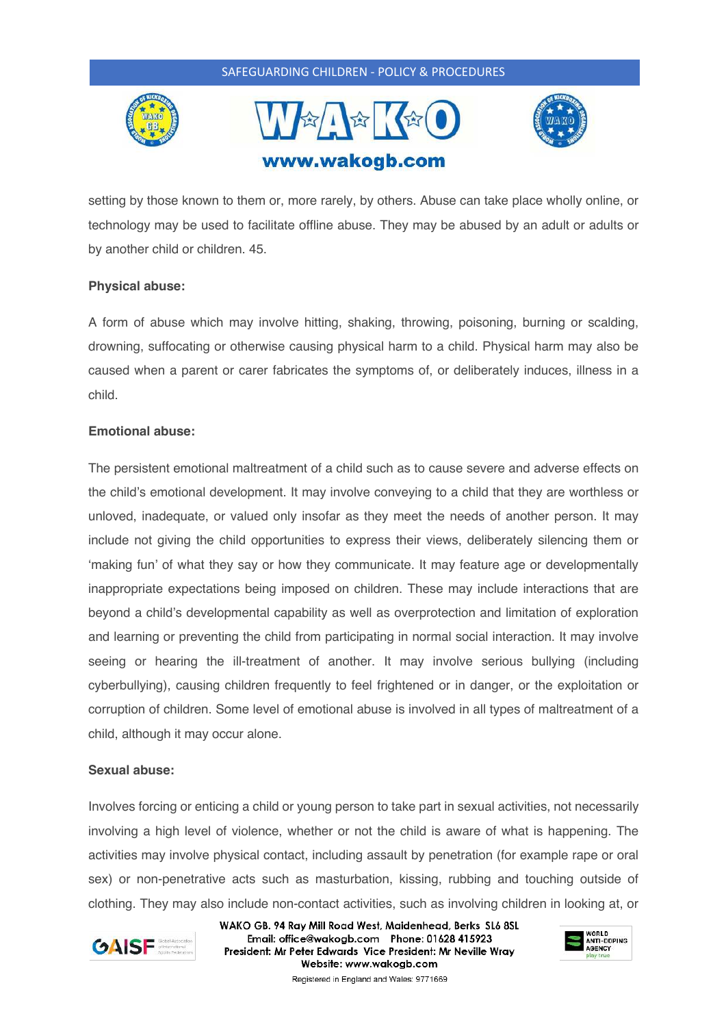setting by those known to them or, more rarely, by others. Abuse can take place wholly online, or technology may be used to facilitate offline abuse. They may be abused by an adult or adults or by another child or children. 45.

**Physical abuse:**

A form of abuse which may involve hitting, shaking, throwing, poisoning, burning or scalding, drowning, suffocating or otherwise causing physical harm to a child. Physical harm may also be caused when a parent or carer fabricates the symptoms of, or deliberately induces, illness in a child.

**Emotional abuse:**

The persistent emotional maltreatment of a child such as to cause severe and adverse effects on the child's emotional development. It may involve conveying to a child that they are worthless or unloved, inadequate, or valued only insofar as they meet the needs of another person. It may include not giving the child opportunities to express their views, deliberately silencing them or 'making fun' of what they say or how they communicate. It may feature age or developmentally inappropriate expectations being imposed on children. These may include interactions that are beyond a child's developmental capability as well as overprotection and limitation of exploration and learning or preventing the child from participating in normal social interaction. It may involve seeing or hearing the ill-treatment of another. It may involve serious bullying (including cyberbullying), causing children frequently to feel frightened or in danger, or the exploitation or corruption of children. Some level of emotional abuse is involved in all types of maltreatment of a child, although it may occur alone.

**Sexual abuse:**

Involves forcing or enticing a child or young person to take part in sexual activities, not necessarily involving a high level of violence, whether or not the child is aware of what is happening. The activities may involve physical contact, including assault by penetration (for example rape or oral sex) or non-penetrative acts such as masturbation, kissing, rubbing and touching outside of clothing. They may also include non-contact activities, such as involving children in looking at, or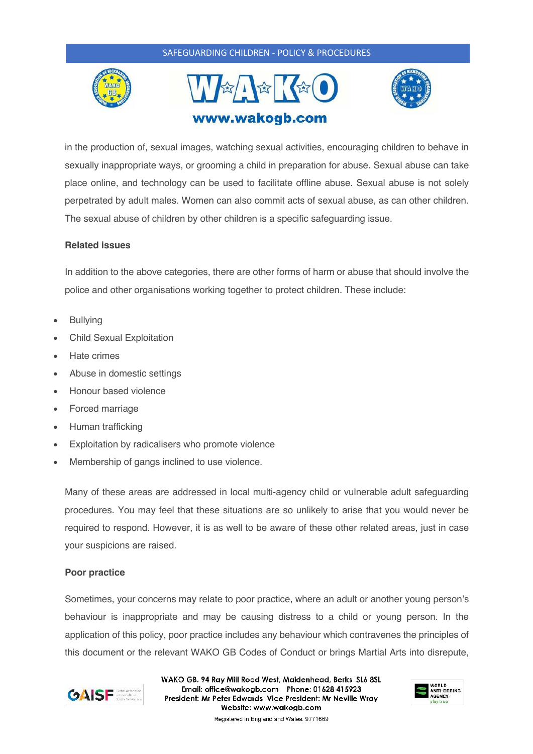in the production of, sexual images, watching sexual activities, encouraging children to behave in sexually inappropriate ways, or grooming a child in preparation for abuse. Sexual abuse can take place online, and technology can be used to facilitate offline abuse. Sexual abuse is not solely perpetrated by adult males. Women can also commit acts of sexual abuse, as can other children. The sexual abuse of children by other children is a specific safeguarding issue.

**Related issues**

In addition to the above categories, there are other forms of harm or abuse that should involve the police and other organisations working together to protect children. These include:

- Bullying
- Child Sexual Exploitation
- Hate crimes
- Abuse in domestic settings
- Honour based violence
- Forced marriage
- Human trafficking
- Exploitation by radicalisers who promote violence
- Membership of gangs inclined to use violence.

Many of these areas are addressed in local multi-agency child or vulnerable adult safeguarding procedures. You may feel that these situations are so unlikely to arise that you would never be required to respond. However, it is as well to be aware of these other related areas, just in case your suspicions are raised.

**Poor practice**

Sometimes, your concerns may relate to poor practice, where an adult or another young person's behaviour is inappropriate and may be causing distress to a child or young person. In the application of this policy, poor practice includes any behaviour which contravenes the principles of this document or the relevant WAKO GB Codes of Conduct or brings Martial Arts into disrepute,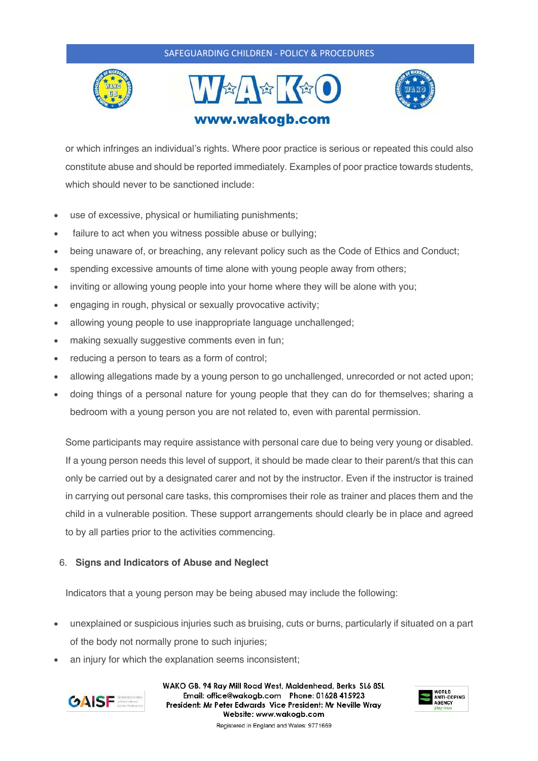or which infringes an individual's rights. Where poor practice is serious or repeated this could also constitute abuse and should be reported immediately. Examples of poor practice towards students, which should never to be sanctioned include:

- use of excessive, physical or humiliating punishments;
- failure to act when you witness possible abuse or bullying;
- being unaware of, or breaching, any relevant policy such as the Code of Ethics and Conduct;
- spending excessive amounts of time alone with young people away from others;
- inviting or allowing young people into your home where they will be alone with you;
- engaging in rough, physical or sexually provocative activity;
- allowing young people to use inappropriate language unchallenged;
- making sexually suggestive comments even in fun;
- reducing a person to tears as a form of control;
- allowing allegations made by a young person to go unchallenged, unrecorded or not acted upon;
- doing things of a personal nature for young people that they can do for themselves; sharing a bedroom with a young person you are not related to, even with parental permission.

Some participants may require assistance with personal care due to being very young or disabled. If a young person needs this level of support, it should be made clear to their parent/s that this can only be carried out by a designated carer and not by the instructor. Even if the instructor is trained in carrying out personal care tasks, this compromises their role as trainer and places them and the child in a vulnerable position. These support arrangements should clearly be in place and agreed to by all parties prior to the activities commencing.

## 6. Signs and Indicators of Abuse and Neglect

Indicators that a young person may be being abused may include the following:

- unexplained or suspicious injuries such as bruising, cuts or burns, particularly if situated on a part of the body not normally prone to such injuries;
- an injury for which the explanation seems inconsistent;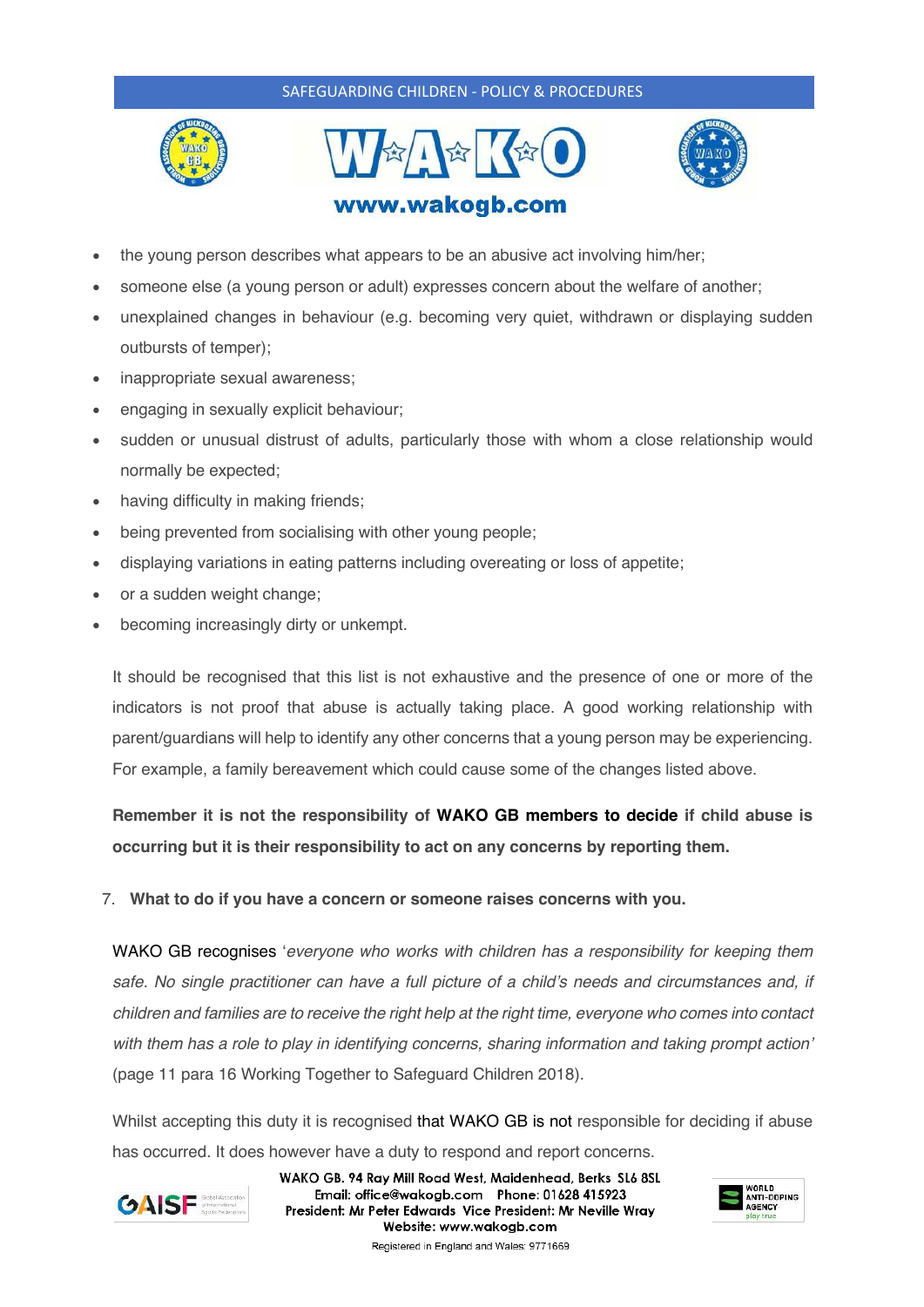- the young person describes what appears to be an abusive act involving him/her;
- someone else (a young person or adult) expresses concern about the welfare of another;
- unexplained changes in behaviour (e.g. becoming very quiet, withdrawn or displaying sudden outbursts of temper);
- inappropriate sexual awareness;
- engaging in sexually explicit behaviour;
- sudden or unusual distrust of adults, particularly those with whom a close relationship would normally be expected;
- having difficulty in making friends;
- being prevented from socialising with other young people;
- displaying variations in eating patterns including overeating or loss of appetite;
- or a sudden weight change;
- becoming increasingly dirty or unkempt.

It should be recognised that this list is not exhaustive and the presence of one or more of the indicators is not proof that abuse is actually taking place. A good working relationship with parent/guardians will help to identify any other concerns that a young person may be experiencing. For example, a family bereavement which could cause some of the changes listed above.

**Remember it is not the responsibility of WAKO GB members to decide if child abuse is occurring but it is their responsibility to act on any concerns by reporting them.**

## 7. What to do if you have a concern or someone raises concerns with you.

WAKO GB recognises '*everyone who works with children has a responsibility for keeping them safe. No single practitioner can have a full picture of a child's needs and circumstances and, if children and families are to receive the right help at the right time, everyone who comes into contact with them has a role to play in identifying concerns, sharing information and taking prompt action'* (page 11 para 16 Working Together to Safeguard Children 2018).

Whilst accepting this duty it is recognised that WAKO GB is not responsible for deciding if abuse has occurred. It does however have a duty to respond and report concerns.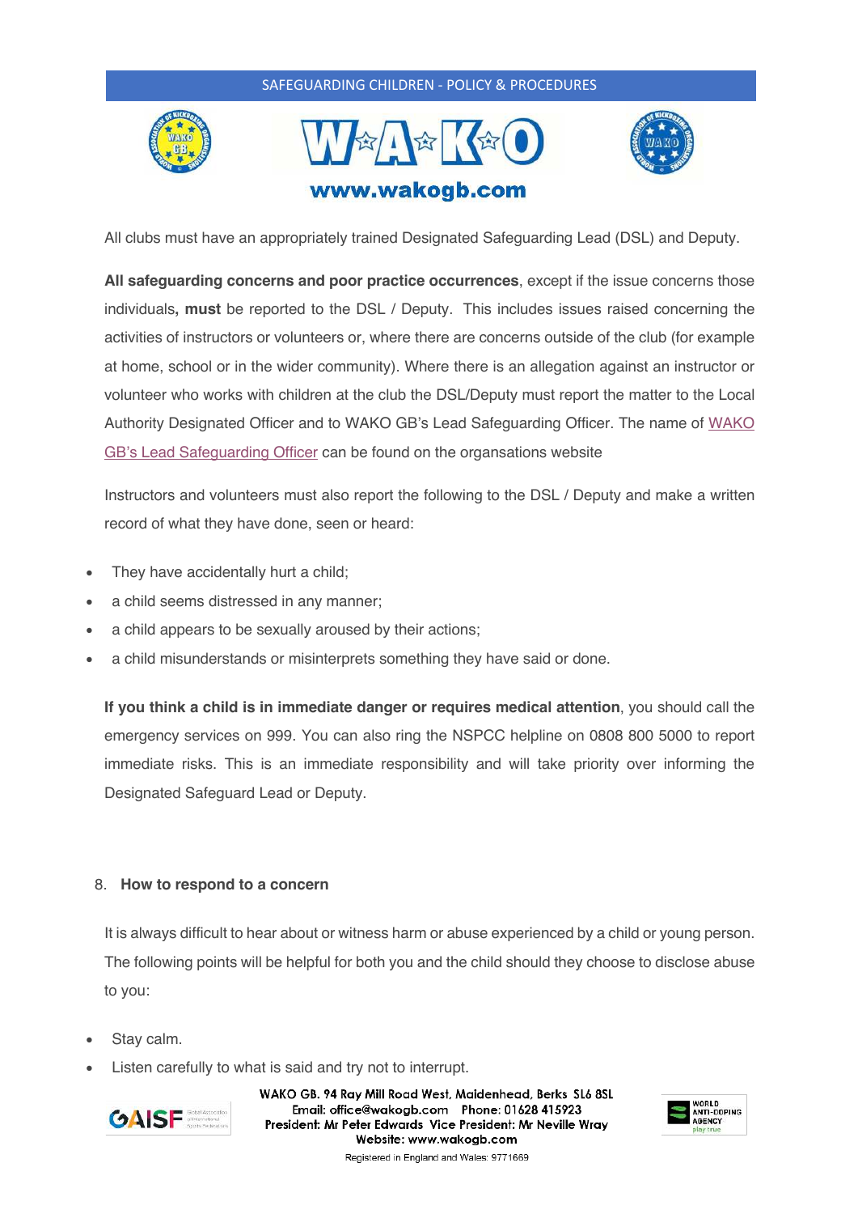All clubs must have an appropriately trained Designated Safeguarding Lead (DSL) and Deputy.

**All safeguarding concerns and poor practice occurrences**, except if the issue concerns those individuals**, must** be reported to the DSL / Deputy. This includes issues raised concerning the activities of instructors or volunteers or, where there are concerns outside of the club (for example at home, school or in the wider community). Where there is an allegation against an instructor or volunteer who works with children at the club the DSL/Deputy must report the matter to the Local Authority Designated Officer and to WAKO GB's Lead Safeguarding Officer. The name of WAKO GB's Lead Safeguarding Officer can be found on the organsations website

Instructors and volunteers must also report the following to the DSL / Deputy and make a written record of what they have done, seen or heard:

- They have accidentally hurt a child;
- a child seems distressed in any manner;
- a child appears to be sexually aroused by their actions;
- a child misunderstands or misinterprets something they have said or done.

**If you think a child is in immediate danger or requires medical attention**, you should call the emergency services on 999. You can also ring the NSPCC helpline on 0808 800 5000 to report immediate risks. This is an immediate responsibility and will take priority over informing the Designated Safeguard Lead or Deputy.

## 8. How to respond to a concern

It is always difficult to hear about or witness harm or abuse experienced by a child or young person. The following points will be helpful for both you and the child should they choose to disclose abuse to you:

- Stay calm.
- Listen carefully to what is said and try not to interrupt.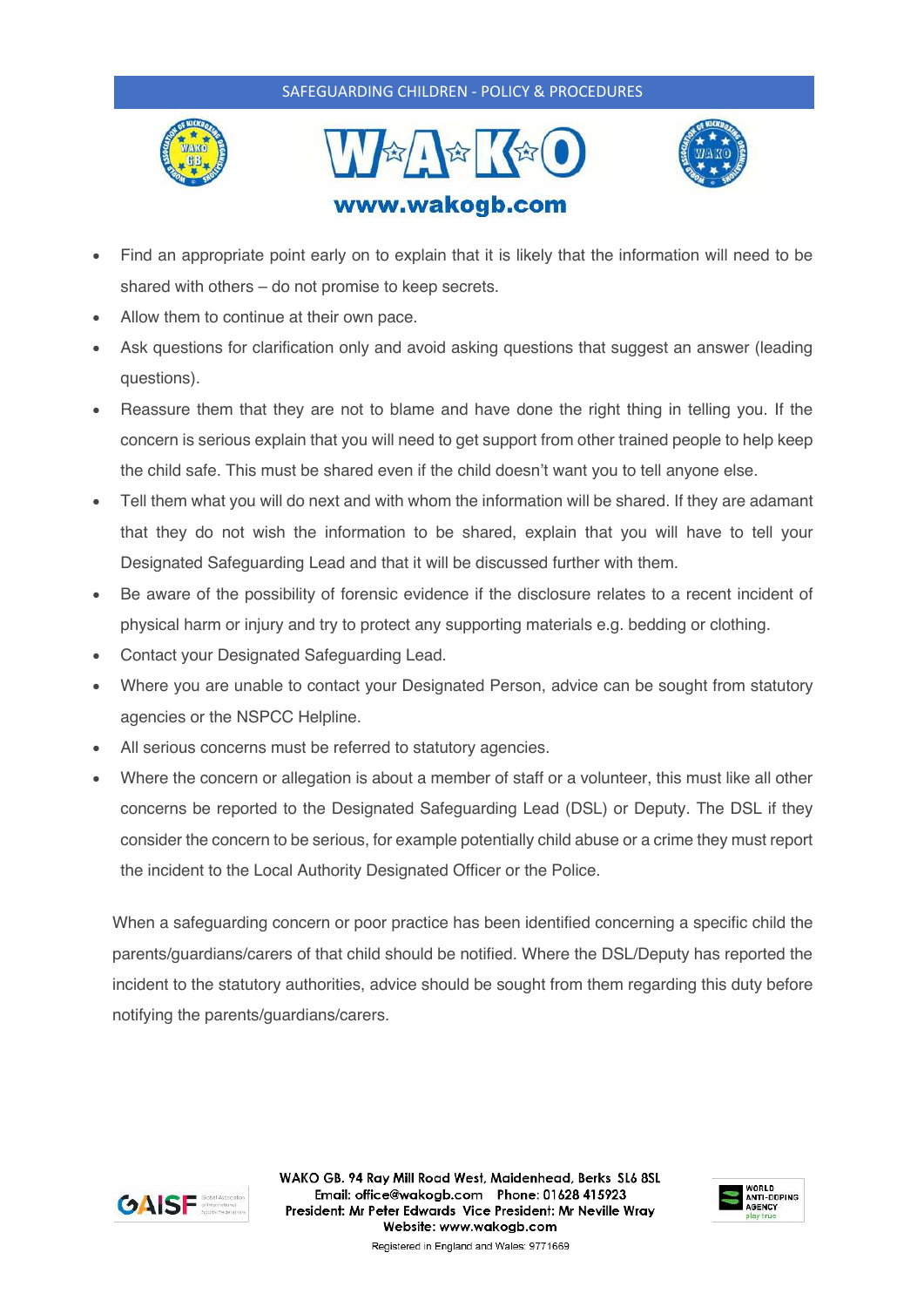- Find an appropriate point early on to explain that it is likely that the information will need to be shared with others – do not promise to keep secrets.
- Allow them to continue at their own pace.
- Ask questions for clarification only and avoid asking questions that suggest an answer (leading questions).
- Reassure them that they are not to blame and have done the right thing in telling you. If the concern is serious explain that you will need to get support from other trained people to help keep the child safe. This must be shared even if the child doesn't want you to tell anyone else.
- Tell them what you will do next and with whom the information will be shared. If they are adamant that they do not wish the information to be shared, explain that you will have to tell your Designated Safeguarding Lead and that it will be discussed further with them.
- Be aware of the possibility of forensic evidence if the disclosure relates to a recent incident of physical harm or injury and try to protect any supporting materials e.g. bedding or clothing.
- Contact your Designated Safeguarding Lead.
- Where you are unable to contact your Designated Person, advice can be sought from statutory agencies or the NSPCC Helpline.
- All serious concerns must be referred to statutory agencies.
- Where the concern or allegation is about a member of staff or a volunteer, this must like all other concerns be reported to the Designated Safeguarding Lead (DSL) or Deputy. The DSL if they consider the concern to be serious, for example potentially child abuse or a crime they must report the incident to the Local Authority Designated Officer or the Police.

When a safeguarding concern or poor practice has been identified concerning a specific child the parents/guardians/carers of that child should be notified. Where the DSL/Deputy has reported the incident to the statutory authorities, advice should be sought from them regarding this duty before notifying the parents/guardians/carers.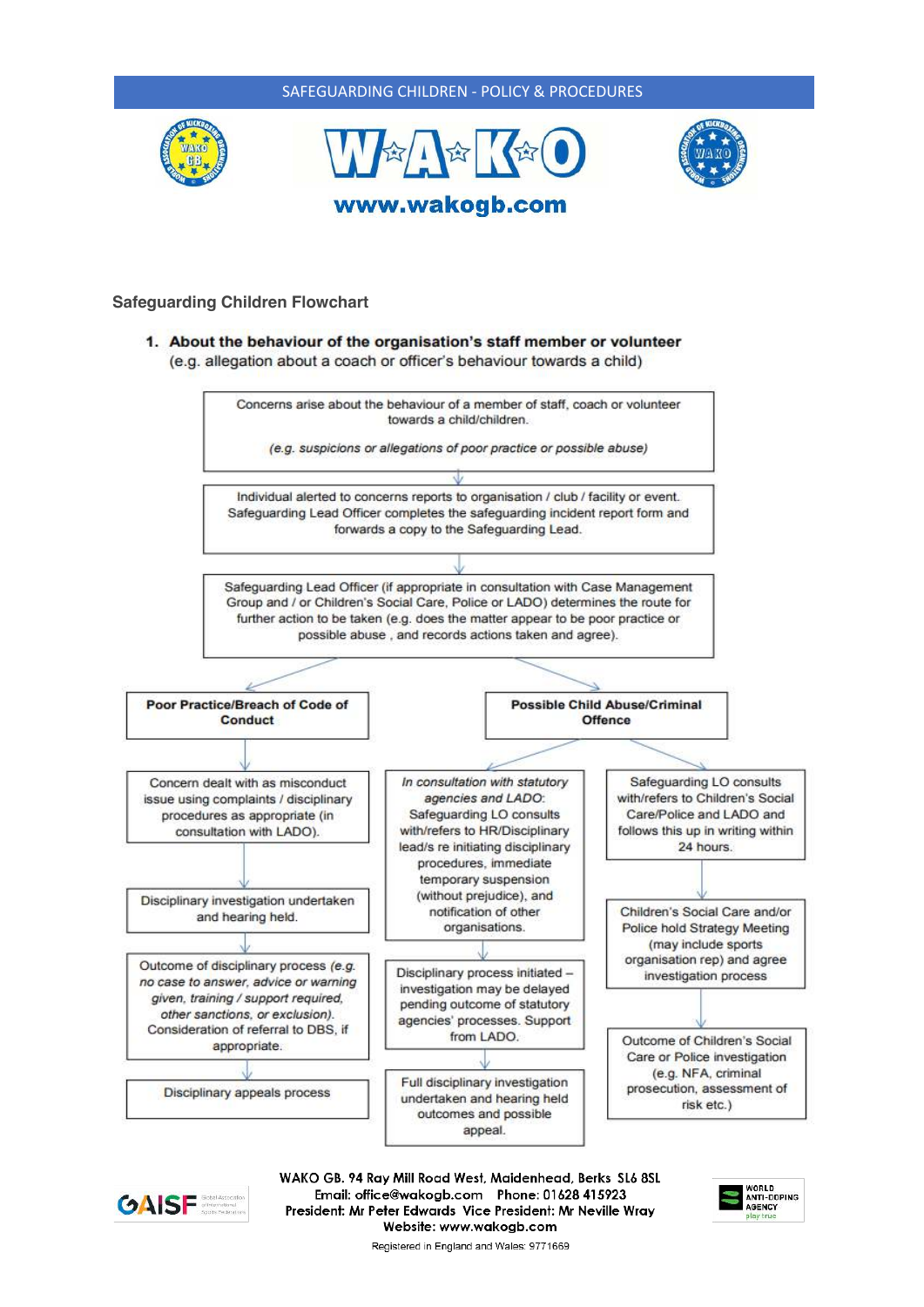## Safeguarding Children Flowchart

1. **About the behaviour of the organisation's staff member or volunteer**
   (e.g. allegation about a coach or officer's behaviour towards a child)

Concerns arise about the behaviour of a member of staff, coach or volunteer towards a child/children.

*(e.g. suspicions or allegations of poor practice or possible abuse)*

↓

Individual alerted to concerns reports to organisation / club / facility or event. Safeguarding Lead Officer completes the safeguarding incident report form and forwards a copy to the Safeguarding Lead.

↓

Safeguarding Lead Officer (if appropriate in consultation with Case Management Group and / or Children's Social Care, Police or LADO) determines the route for further action to be taken (e.g. does the matter appear to be poor practice or possible abuse , and records actions taken and agree).

↓

**Poor Practice/Breach of Code of Conduct**

- Concern dealt with as misconduct issue using complaints / disciplinary procedures as appropriate (in consultation with LADO).
- ↓ Disciplinary investigation undertaken and hearing held.
- ↓ Outcome of disciplinary process *(e.g. no case to answer, advice or warning given, training / support required, other sanctions, or exclusion).* Consideration of referral to DBS, if appropriate.
- ↓ Disciplinary appeals process

**Possible Child Abuse/Criminal Offence**

Route A:

- *In consultation with statutory agencies and LADO:* Safeguarding LO consults with/refers to HR/Disciplinary lead/s re initiating disciplinary procedures, immediate temporary suspension (without prejudice), and notification of other organisations.
- ↓ Disciplinary process initiated – investigation may be delayed pending outcome of statutory agencies' processes. Support from LADO.
- ↓ Full disciplinary investigation undertaken and hearing held outcomes and possible appeal.

Route B:

- Safeguarding LO consults with/refers to Children's Social Care/Police and LADO and follows this up in writing within 24 hours.
- ↓ Children's Social Care and/or Police hold Strategy Meeting (may include sports organisation rep) and agree investigation process
- ↓ Outcome of Children's Social Care or Police investigation (e.g. NFA, criminal prosecution, assessment of risk etc.)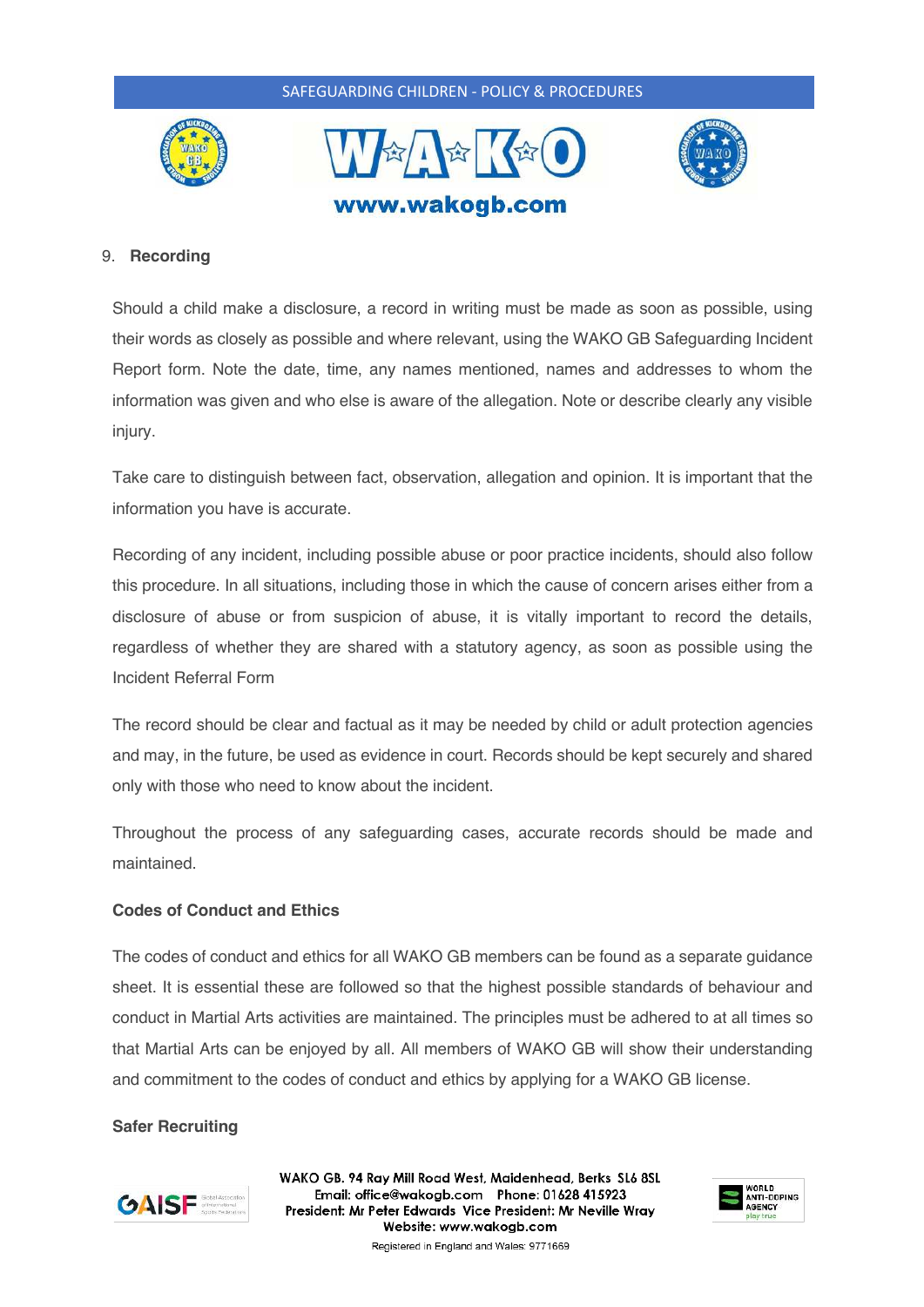## 9. Recording

Should a child make a disclosure, a record in writing must be made as soon as possible, using their words as closely as possible and where relevant, using the WAKO GB Safeguarding Incident Report form. Note the date, time, any names mentioned, names and addresses to whom the information was given and who else is aware of the allegation. Note or describe clearly any visible injury.

Take care to distinguish between fact, observation, allegation and opinion. It is important that the information you have is accurate.

Recording of any incident, including possible abuse or poor practice incidents, should also follow this procedure. In all situations, including those in which the cause of concern arises either from a disclosure of abuse or from suspicion of abuse, it is vitally important to record the details, regardless of whether they are shared with a statutory agency, as soon as possible using the Incident Referral Form

The record should be clear and factual as it may be needed by child or adult protection agencies and may, in the future, be used as evidence in court. Records should be kept securely and shared only with those who need to know about the incident.

Throughout the process of any safeguarding cases, accurate records should be made and maintained.

### Codes of Conduct and Ethics

The codes of conduct and ethics for all WAKO GB members can be found as a separate guidance sheet. It is essential these are followed so that the highest possible standards of behaviour and conduct in Martial Arts activities are maintained. The principles must be adhered to at all times so that Martial Arts can be enjoyed by all. All members of WAKO GB will show their understanding and commitment to the codes of conduct and ethics by applying for a WAKO GB license.

### Safer Recruiting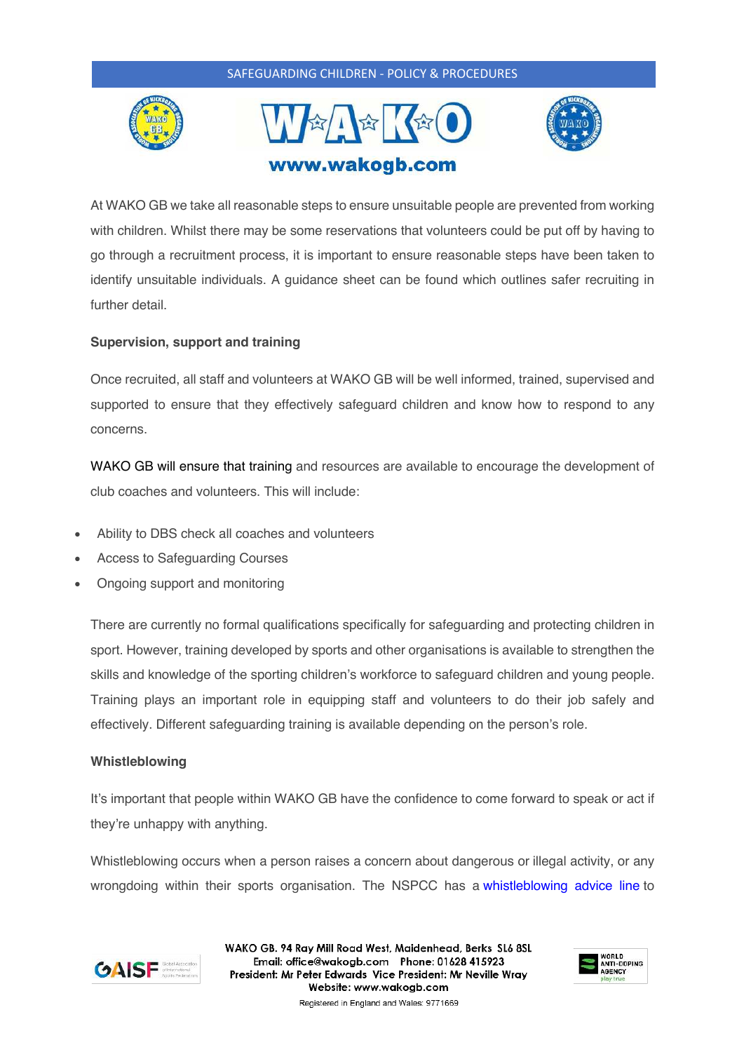At WAKO GB we take all reasonable steps to ensure unsuitable people are prevented from working with children. Whilst there may be some reservations that volunteers could be put off by having to go through a recruitment process, it is important to ensure reasonable steps have been taken to identify unsuitable individuals. A guidance sheet can be found which outlines safer recruiting in further detail.

**Supervision, support and training**

Once recruited, all staff and volunteers at WAKO GB will be well informed, trained, supervised and supported to ensure that they effectively safeguard children and know how to respond to any concerns.

WAKO GB will ensure that training and resources are available to encourage the development of club coaches and volunteers. This will include:

- Ability to DBS check all coaches and volunteers
- Access to Safeguarding Courses
- Ongoing support and monitoring

There are currently no formal qualifications specifically for safeguarding and protecting children in sport. However, training developed by sports and other organisations is available to strengthen the skills and knowledge of the sporting children's workforce to safeguard children and young people. Training plays an important role in equipping staff and volunteers to do their job safely and effectively. Different safeguarding training is available depending on the person's role.

**Whistleblowing**

It's important that people within WAKO GB have the confidence to come forward to speak or act if they're unhappy with anything.

Whistleblowing occurs when a person raises a concern about dangerous or illegal activity, or any wrongdoing within their sports organisation. The NSPCC has a whistleblowing advice line to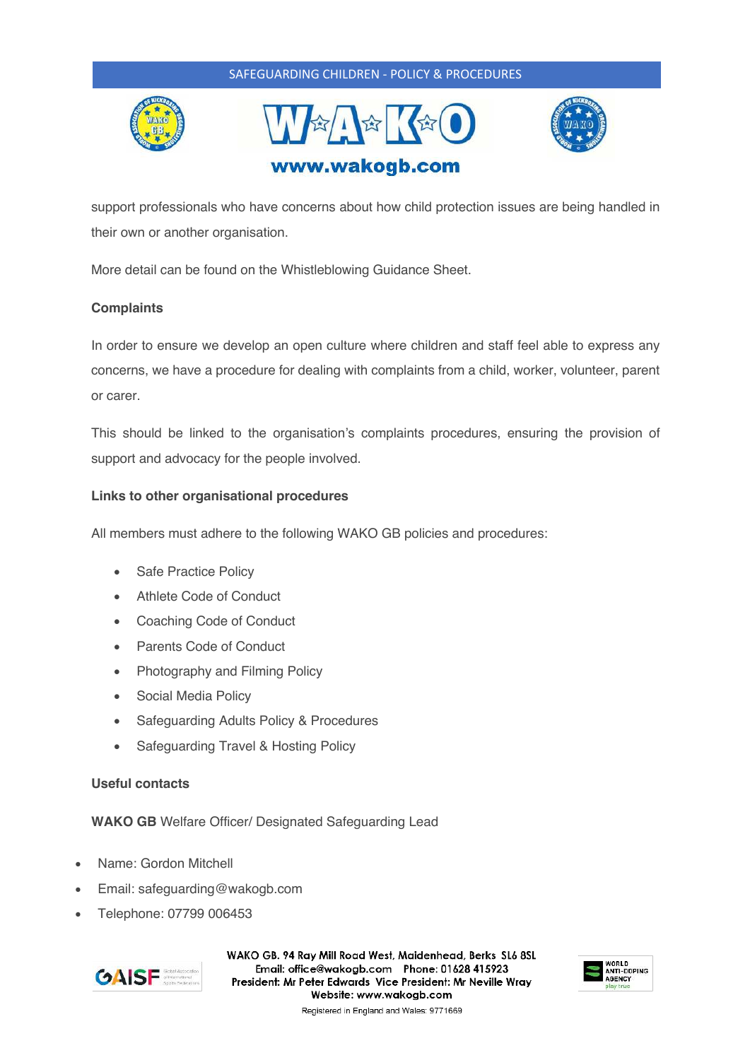support professionals who have concerns about how child protection issues are being handled in their own or another organisation.

More detail can be found on the Whistleblowing Guidance Sheet.

**Complaints**

In order to ensure we develop an open culture where children and staff feel able to express any concerns, we have a procedure for dealing with complaints from a child, worker, volunteer, parent or carer.

This should be linked to the organisation's complaints procedures, ensuring the provision of support and advocacy for the people involved.

**Links to other organisational procedures**

All members must adhere to the following WAKO GB policies and procedures:

- Safe Practice Policy
- Athlete Code of Conduct
- Coaching Code of Conduct
- Parents Code of Conduct
- Photography and Filming Policy
- Social Media Policy
- Safeguarding Adults Policy & Procedures
- Safeguarding Travel & Hosting Policy

**Useful contacts**

**WAKO GB** Welfare Officer/ Designated Safeguarding Lead

- Name: Gordon Mitchell
- Email: safeguarding@wakogb.com
- Telephone: 07799 006453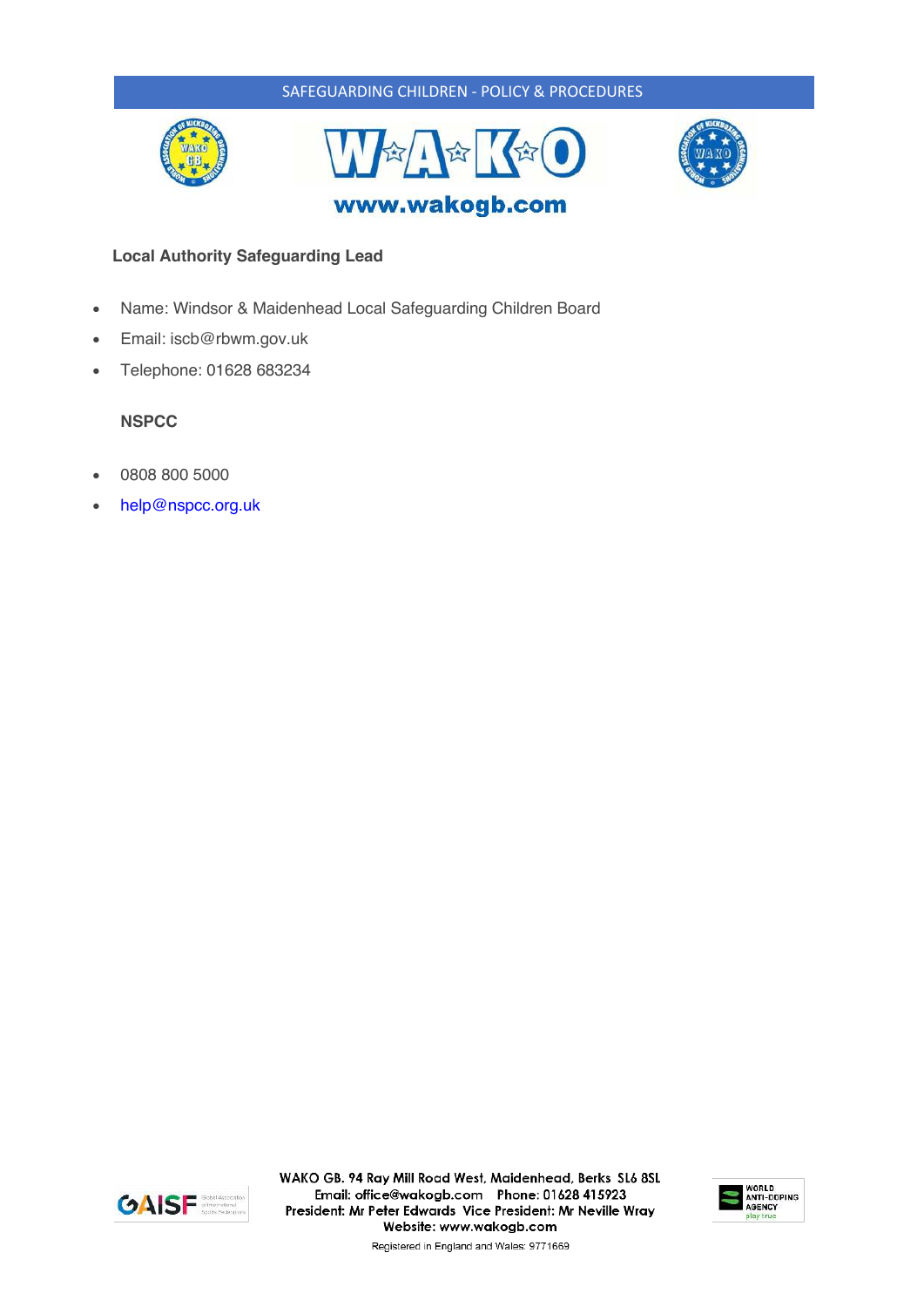**Local Authority Safeguarding Lead**

- Name: Windsor & Maidenhead Local Safeguarding Children Board
- Email: iscb@rbwm.gov.uk
- Telephone: 01628 683234

**NSPCC**

- 0808 800 5000
- help@nspcc.org.uk